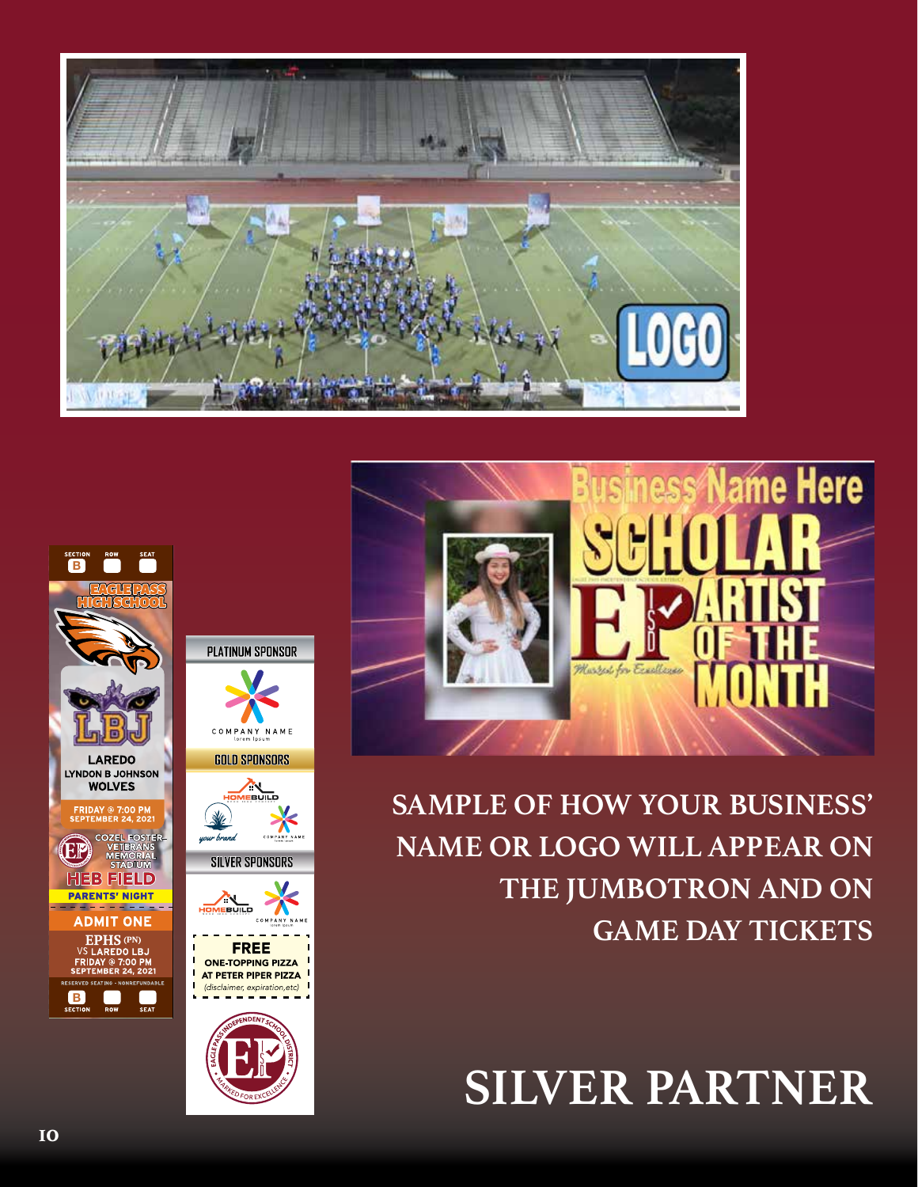SAMPLE OF HOW YOUR BUSINESS' NAME OR LOGO WILL APPEAR ON THE JUMBOTRON AND ON GAME DAY TICKETS

# SILVER PARTNER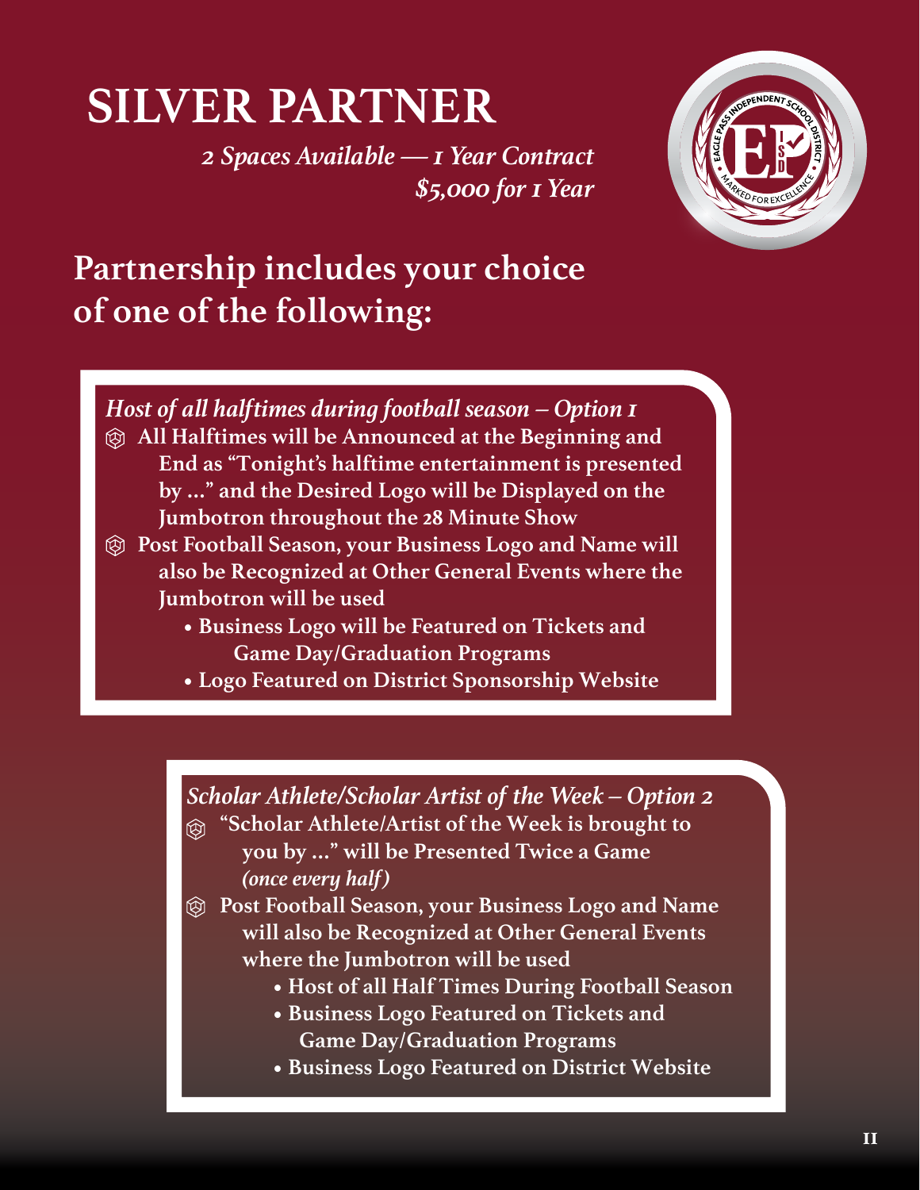# SILVER PARTNER

*2 Spaces Available — 1 Year Contract*
*$5,000 for 1 Year*

## Partnership includes your choice of one of the following:

### *Host of all halftimes during football season – Option 1*

- **All Halftimes will be Announced at the Beginning and End as "Tonight's halftime entertainment is presented by ..." and the Desired Logo will be Displayed on the Jumbotron throughout the 28 Minute Show**
- **Post Football Season, your Business Logo and Name will also be Recognized at Other General Events where the Jumbotron will be used**
  - **Business Logo will be Featured on Tickets and Game Day/Graduation Programs**
  - **Logo Featured on District Sponsorship Website**

### *Scholar Athlete/Scholar Artist of the Week – Option 2*

- **"Scholar Athlete/Artist of the Week is brought to you by ..." will be Presented Twice a Game *(once every half)***
- **Post Football Season, your Business Logo and Name will also be Recognized at Other General Events where the Jumbotron will be used**
  - **Host of all Half Times During Football Season**
  - **Business Logo Featured on Tickets and Game Day/Graduation Programs**
  - **Business Logo Featured on District Website**